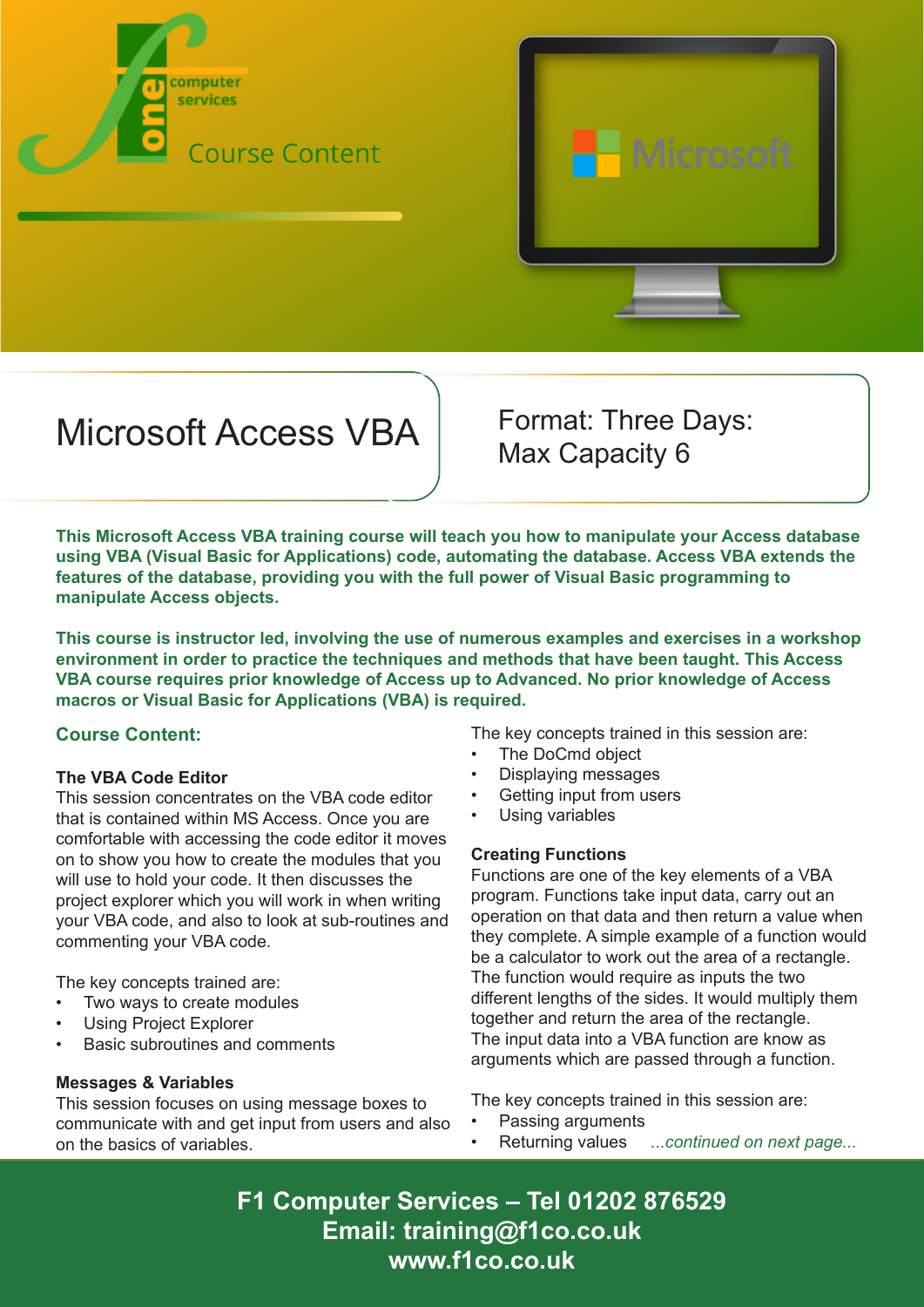Course Content

# Microsoft Access VBA

Format: Three Days:
Max Capacity 6

**This Microsoft Access VBA training course will teach you how to manipulate your Access database using VBA (Visual Basic for Applications) code, automating the database. Access VBA extends the features of the database, providing you with the full power of Visual Basic programming to manipulate Access objects.**

**This course is instructor led, involving the use of numerous examples and exercises in a workshop environment in order to practice the techniques and methods that have been taught. This Access VBA course requires prior knowledge of Access up to Advanced. No prior knowledge of Access macros or Visual Basic for Applications (VBA) is required.**

## Course Content:

### The VBA Code Editor

This session concentrates on the VBA code editor that is contained within MS Access. Once you are comfortable with accessing the code editor it moves on to show you how to create the modules that you will use to hold your code. It then discusses the project explorer which you will work in when writing your VBA code, and also to look at sub-routines and commenting your VBA code.

The key concepts trained are:

- Two ways to create modules
- Using Project Explorer
- Basic subroutines and comments

### Messages & Variables

This session focuses on using message boxes to communicate with and get input from users and also on the basics of variables.

The key concepts trained in this session are:

- The DoCmd object
- Displaying messages
- Getting input from users
- Using variables

### Creating Functions

Functions are one of the key elements of a VBA program. Functions take input data, carry out an operation on that data and then return a value when they complete. A simple example of a function would be a calculator to work out the area of a rectangle. The function would require as inputs the two different lengths of the sides. It would multiply them together and return the area of the rectangle. The input data into a VBA function are know as arguments which are passed through a function.

The key concepts trained in this session are:

- Passing arguments
- Returning values

*...continued on next page...*

**F1 Computer Services – Tel 01202 876529**
**Email: training@f1co.co.uk**
**www.f1co.co.uk**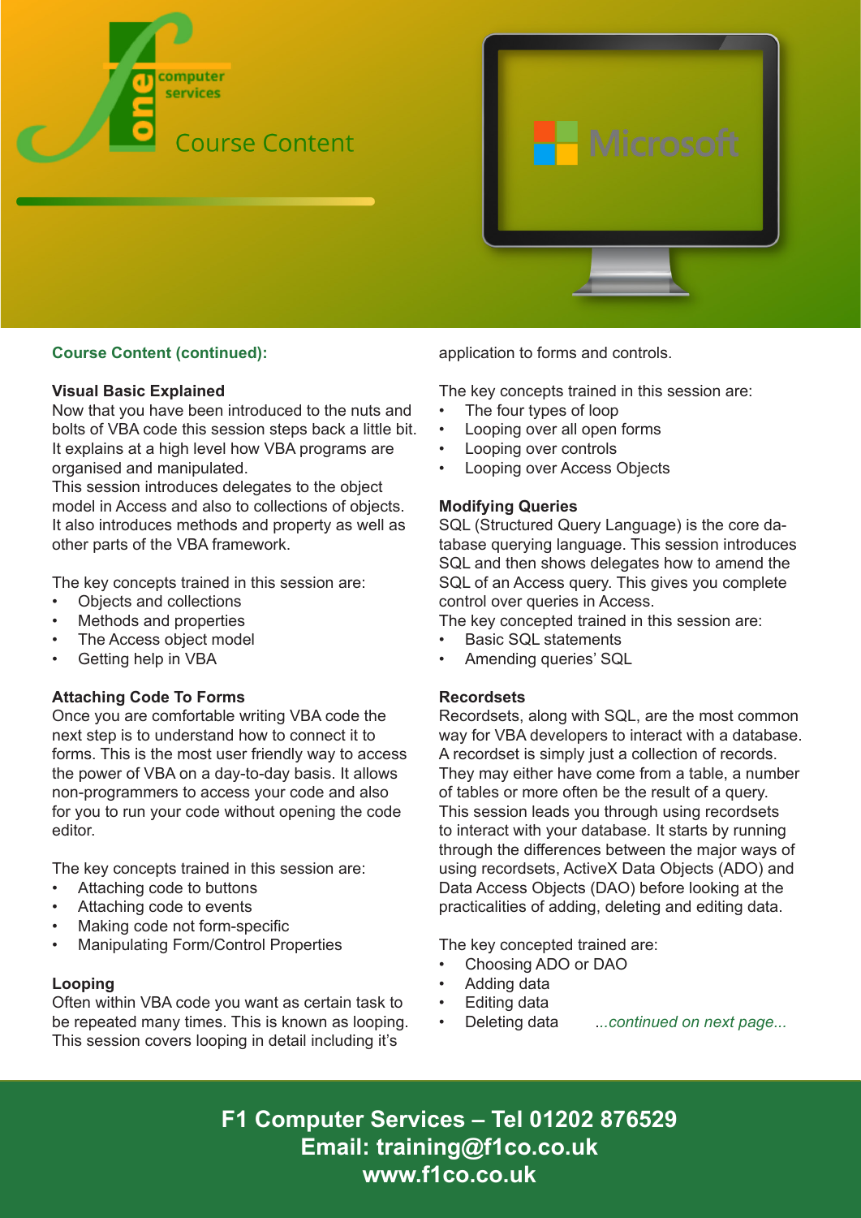## Course Content (continued):

### Visual Basic Explained

Now that you have been introduced to the nuts and bolts of VBA code this session steps back a little bit. It explains at a high level how VBA programs are organised and manipulated.
This session introduces delegates to the object model in Access and also to collections of objects. It also introduces methods and property as well as other parts of the VBA framework.

The key concepts trained in this session are:

- Objects and collections
- Methods and properties
- The Access object model
- Getting help in VBA

### Attaching Code To Forms

Once you are comfortable writing VBA code the next step is to understand how to connect it to forms. This is the most user friendly way to access the power of VBA on a day-to-day basis. It allows non-programmers to access your code and also for you to run your code without opening the code editor.

The key concepts trained in this session are:

- Attaching code to buttons
- Attaching code to events
- Making code not form-specific
- Manipulating Form/Control Properties

### Looping

Often within VBA code you want as certain task to be repeated many times. This is known as looping. This session covers looping in detail including it's application to forms and controls.

The key concepts trained in this session are:

- The four types of loop
- Looping over all open forms
- Looping over controls
- Looping over Access Objects

### Modifying Queries

SQL (Structured Query Language) is the core database querying language. This session introduces SQL and then shows delegates how to amend the SQL of an Access query. This gives you complete control over queries in Access.
The key concepted trained in this session are:

- Basic SQL statements
- Amending queries' SQL

### Recordsets

Recordsets, along with SQL, are the most common way for VBA developers to interact with a database. A recordset is simply just a collection of records. They may either have come from a table, a number of tables or more often be the result of a query. This session leads you through using recordsets to interact with your database. It starts by running through the differences between the major ways of using recordsets, ActiveX Data Objects (ADO) and Data Access Objects (DAO) before looking at the practicalities of adding, deleting and editing data.

The key concepted trained are:

- Choosing ADO or DAO
- Adding data
- Editing data
- Deleting data

*...continued on next page...*

**F1 Computer Services – Tel 01202 876529**
**Email: training@f1co.co.uk**
**www.f1co.co.uk**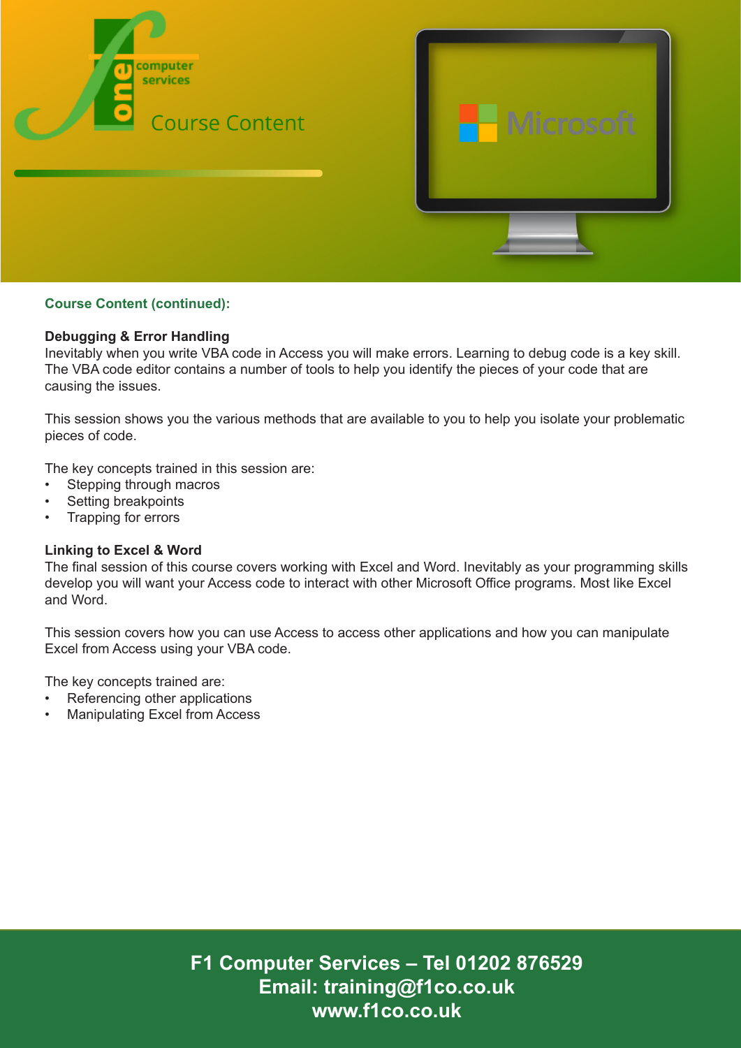Course Content

**Course Content (continued):**

**Debugging & Error Handling**
Inevitably when you write VBA code in Access you will make errors. Learning to debug code is a key skill. The VBA code editor contains a number of tools to help you identify the pieces of your code that are causing the issues.

This session shows you the various methods that are available to you to help you isolate your problematic pieces of code.

The key concepts trained in this session are:
- Stepping through macros
- Setting breakpoints
- Trapping for errors

**Linking to Excel & Word**
The final session of this course covers working with Excel and Word. Inevitably as your programming skills develop you will want your Access code to interact with other Microsoft Office programs. Most like Excel and Word.

This session covers how you can use Access to access other applications and how you can manipulate Excel from Access using your VBA code.

The key concepts trained are:
- Referencing other applications
- Manipulating Excel from Access

**F1 Computer Services – Tel 01202 876529**
**Email: training@f1co.co.uk**
**www.f1co.co.uk**